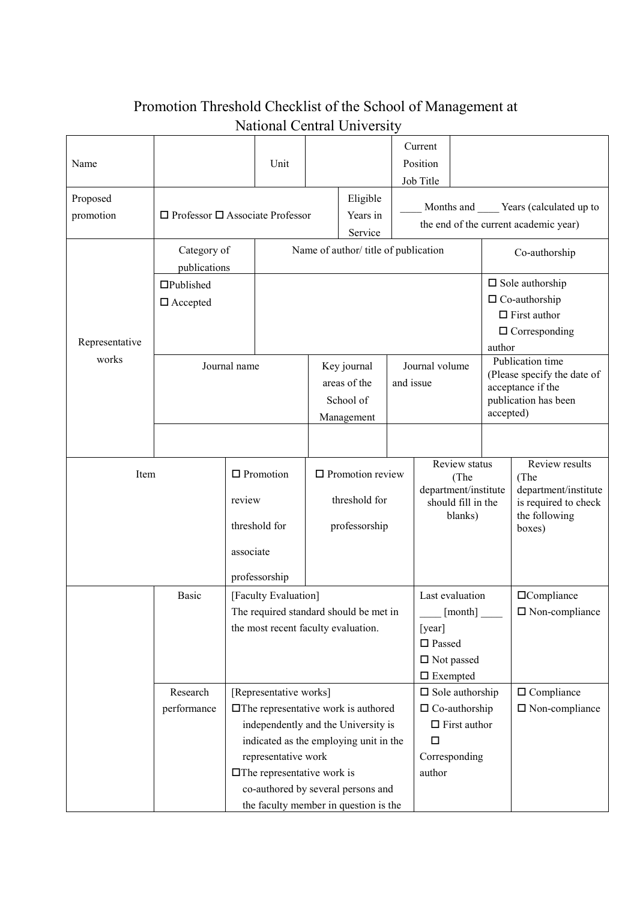# Promotion Threshold Checklist of the School of Management at National Central University

| Name | | Unit | | Current Position Job Title | |
|---|---|---|---|---|---|
| Proposed promotion | ☐ Professor ☐ Associate Professor | | Eligible Years in Service | ____ Months and ____ Years (calculated up to the end of the current academic year) | |

| Representative works | Category of publications | Name of author/ title of publication | | | Co-authorship |
|---|---|---|---|---|---|
| | ☐Published<br>☐ Accepted | | | | ☐ Sole authorship<br>☐ Co-authorship<br>☐ First author<br>☐ Corresponding author |
| | Journal name | | Key journal areas of the School of Management | Journal volume and issue | Publication time (Please specify the date of acceptance if the publication has been accepted) |
| | | | | | |

| Item | | ☐ Promotion review threshold for associate professorship | ☐ Promotion review threshold for professorship | Review status (The department/institute should fill in the blanks) | Review results (The department/institute is required to check the following boxes) |
|---|---|---|---|---|---|
| | Basic | [Faculty Evaluation]<br>The required standard should be met in the most recent faculty evaluation. | | Last evaluation ____ [month] ____ [year]<br>☐ Passed<br>☐ Not passed<br>☐ Exempted | ☐Compliance<br>☐ Non-compliance |
| | Research performance | [Representative works]<br>☐The representative work is authored independently and the University is indicated as the employing unit in the representative work<br>☐The representative work is co-authored by several persons and the faculty member in question is the | | ☐ Sole authorship<br>☐ Co-authorship<br>☐ First author<br>☐ Corresponding author | ☐ Compliance<br>☐ Non-compliance |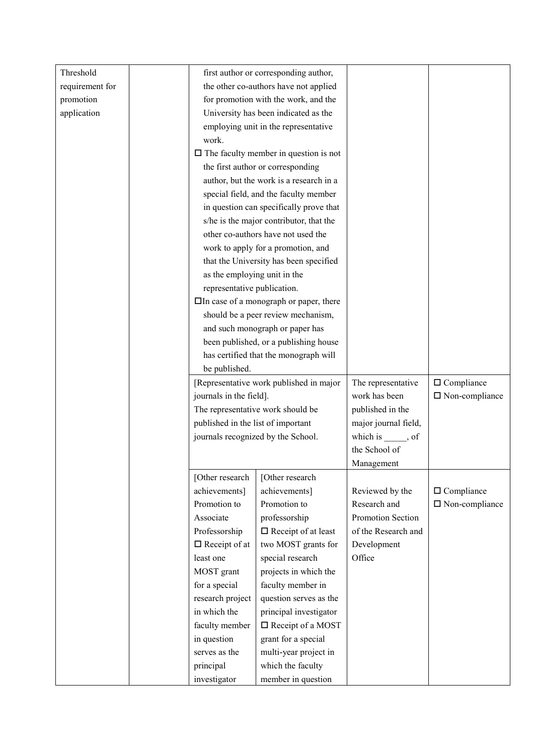| Threshold requirement for promotion application | | first author or corresponding author, the other co-authors have not applied for promotion with the work, and the University has been indicated as the employing unit in the representative work.<br>☐ The faculty member in question is not the first author or corresponding author, but the work is a research in a special field, and the faculty member in question can specifically prove that s/he is the major contributor, that the other co-authors have not used the work to apply for a promotion, and that the University has been specified as the employing unit in the representative publication.<br>☐In case of a monograph or paper, there should be a peer review mechanism, and such monograph or paper has been published, or a publishing house has certified that the monograph will be published. | | | |
|---|---|---|---|---|---|
| | | [Representative work published in major journals in the field].<br>The representative work should be published in the list of important journals recognized by the School. | | The representative work has been published in the major journal field, which is _____, of the School of Management | ☐ Compliance<br>☐ Non-compliance |
| | | [Other research achievements]<br>Promotion to Associate Professorship<br>☐ Receipt of at least one MOST grant for a special research project in which the faculty member in question serves as the principal investigator | [Other research achievements]<br>Promotion to professorship<br>☐ Receipt of at least two MOST grants for special research projects in which the faculty member in question serves as the principal investigator<br>☐ Receipt of a MOST grant for a special multi-year project in which the faculty member in question | Reviewed by the Research and Promotion Section of the Research and Development Office | ☐ Compliance<br>☐ Non-compliance |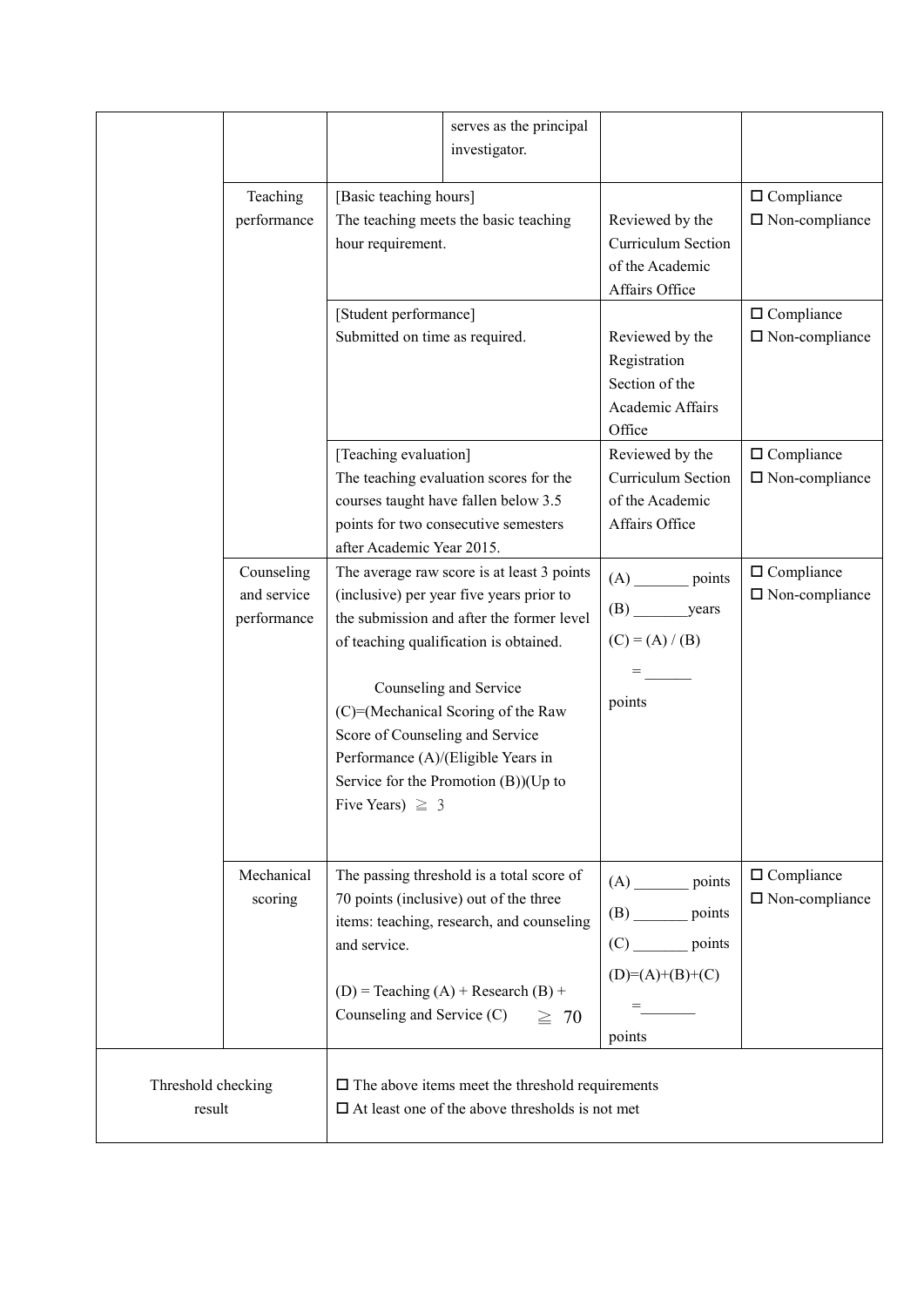| | | | | | |
|---|---|---|---|---|---|
| | | | serves as the principal investigator. | | |
| | Teaching performance | [Basic teaching hours] The teaching meets the basic teaching hour requirement. | | Reviewed by the Curriculum Section of the Academic Affairs Office | ☐ Compliance ☐ Non-compliance |
| | | [Student performance] Submitted on time as required. | | Reviewed by the Registration Section of the Academic Affairs Office | ☐ Compliance ☐ Non-compliance |
| | | [Teaching evaluation] The teaching evaluation scores for the courses taught have fallen below 3.5 points for two consecutive semesters after Academic Year 2015. | | Reviewed by the Curriculum Section of the Academic Affairs Office | ☐ Compliance ☐ Non-compliance |
| | Counseling and service performance | The average raw score is at least 3 points (inclusive) per year five years prior to the submission and after the former level of teaching qualification is obtained. Counseling and Service (C)=(Mechanical Scoring of the Raw Score of Counseling and Service Performance (A)/(Eligible Years in Service for the Promotion (B))(Up to Five Years) ≧ 3 | | (A) _______ points (B) _______years (C) = (A) / (B) = ______ points | ☐ Compliance ☐ Non-compliance |
| | Mechanical scoring | The passing threshold is a total score of 70 points (inclusive) out of the three items: teaching, research, and counseling and service. (D) = Teaching (A) + Research (B) + Counseling and Service (C) ≧ 70 | | (A) _______ points (B) _______ points (C) _______ points (D)=(A)+(B)+(C) =_______ points | ☐ Compliance ☐ Non-compliance |
| Threshold checking result | | ☐ The above items meet the threshold requirements ☐ At least one of the above thresholds is not met | | | |